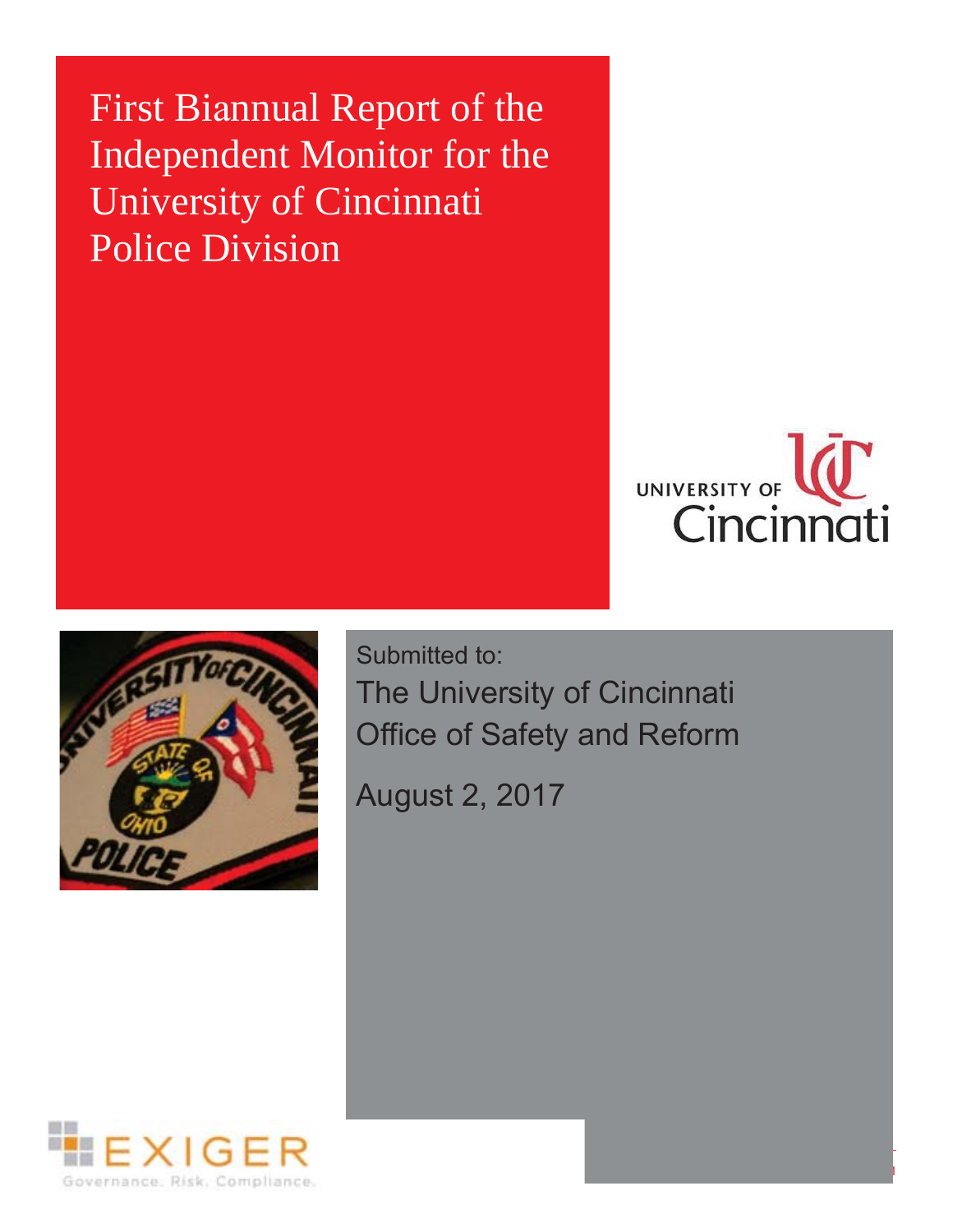# First Biannual Report of the Independent Monitor for the University of Cincinnati Police Division

Submitted to:

The University of Cincinnati Office of Safety and Reform

August 2, 2017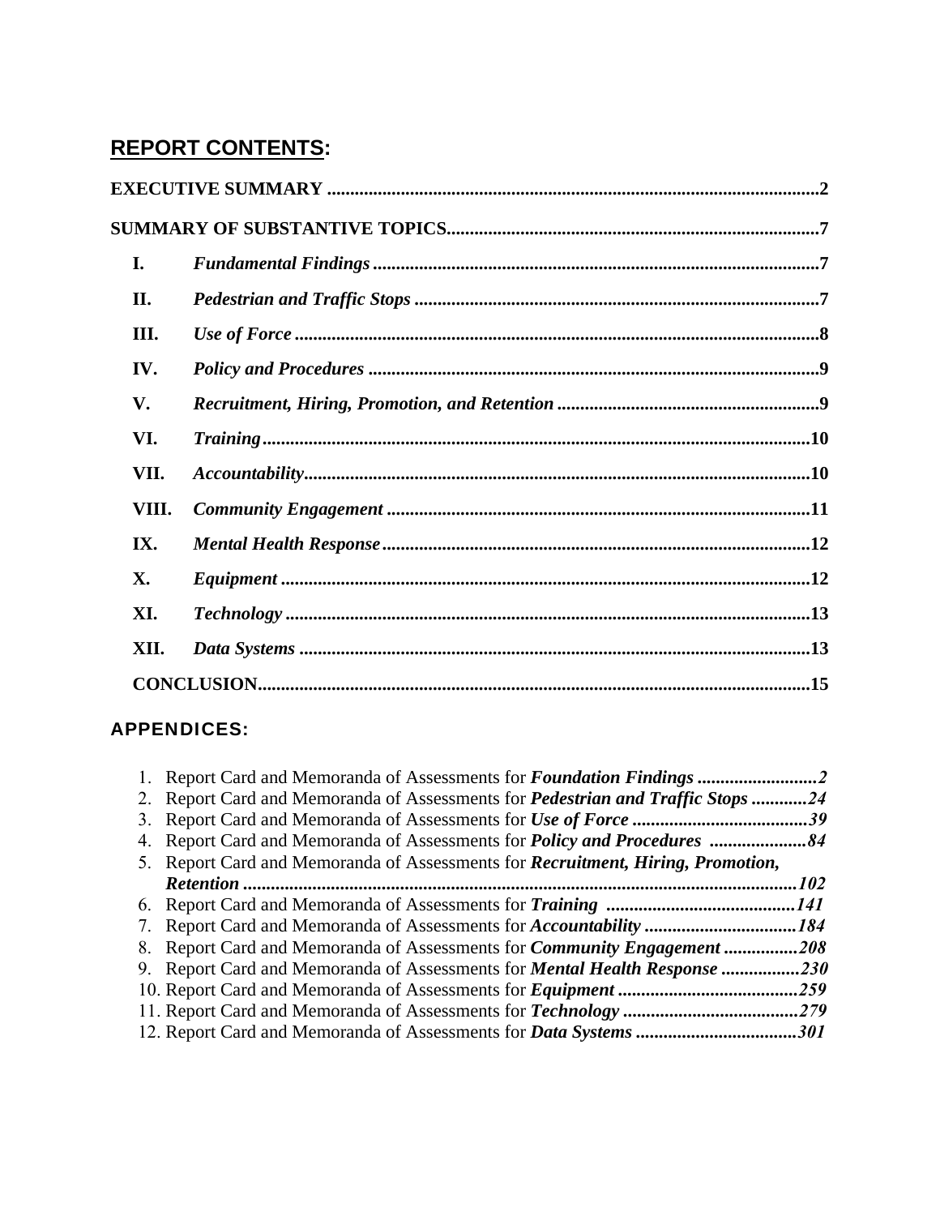## REPORT CONTENTS:

**EXECUTIVE SUMMARY** .......... 2

**SUMMARY OF SUBSTANTIVE TOPICS** .......... 7

- **I.** ***Fundamental Findings*** .......... 7
- **II.** ***Pedestrian and Traffic Stops*** .......... 7
- **III.** ***Use of Force*** .......... 8
- **IV.** ***Policy and Procedures*** .......... 9
- **V.** ***Recruitment, Hiring, Promotion, and Retention*** .......... 9
- **VI.** ***Training*** .......... 10
- **VII.** ***Accountability*** .......... 10
- **VIII.** ***Community Engagement*** .......... 11
- **IX.** ***Mental Health Response*** .......... 12
- **X.** ***Equipment*** .......... 12
- **XI.** ***Technology*** .......... 13
- **XII.** ***Data Systems*** .......... 13

**CONCLUSION** .......... 15

## APPENDICES:

1. Report Card and Memoranda of Assessments for ***Foundation Findings*** .......... *2*
2. Report Card and Memoranda of Assessments for ***Pedestrian and Traffic Stops*** .......... *24*
3. Report Card and Memoranda of Assessments for ***Use of Force*** .......... *39*
4. Report Card and Memoranda of Assessments for ***Policy and Procedures*** .......... *84*
5. Report Card and Memoranda of Assessments for ***Recruitment, Hiring, Promotion, Retention*** .......... *102*
6. Report Card and Memoranda of Assessments for ***Training*** .......... *141*
7. Report Card and Memoranda of Assessments for ***Accountability*** .......... *184*
8. Report Card and Memoranda of Assessments for ***Community Engagement*** .......... *208*
9. Report Card and Memoranda of Assessments for ***Mental Health Response*** .......... *230*
10. Report Card and Memoranda of Assessments for ***Equipment*** .......... *259*
11. Report Card and Memoranda of Assessments for ***Technology*** .......... *279*
12. Report Card and Memoranda of Assessments for ***Data Systems*** .......... *301*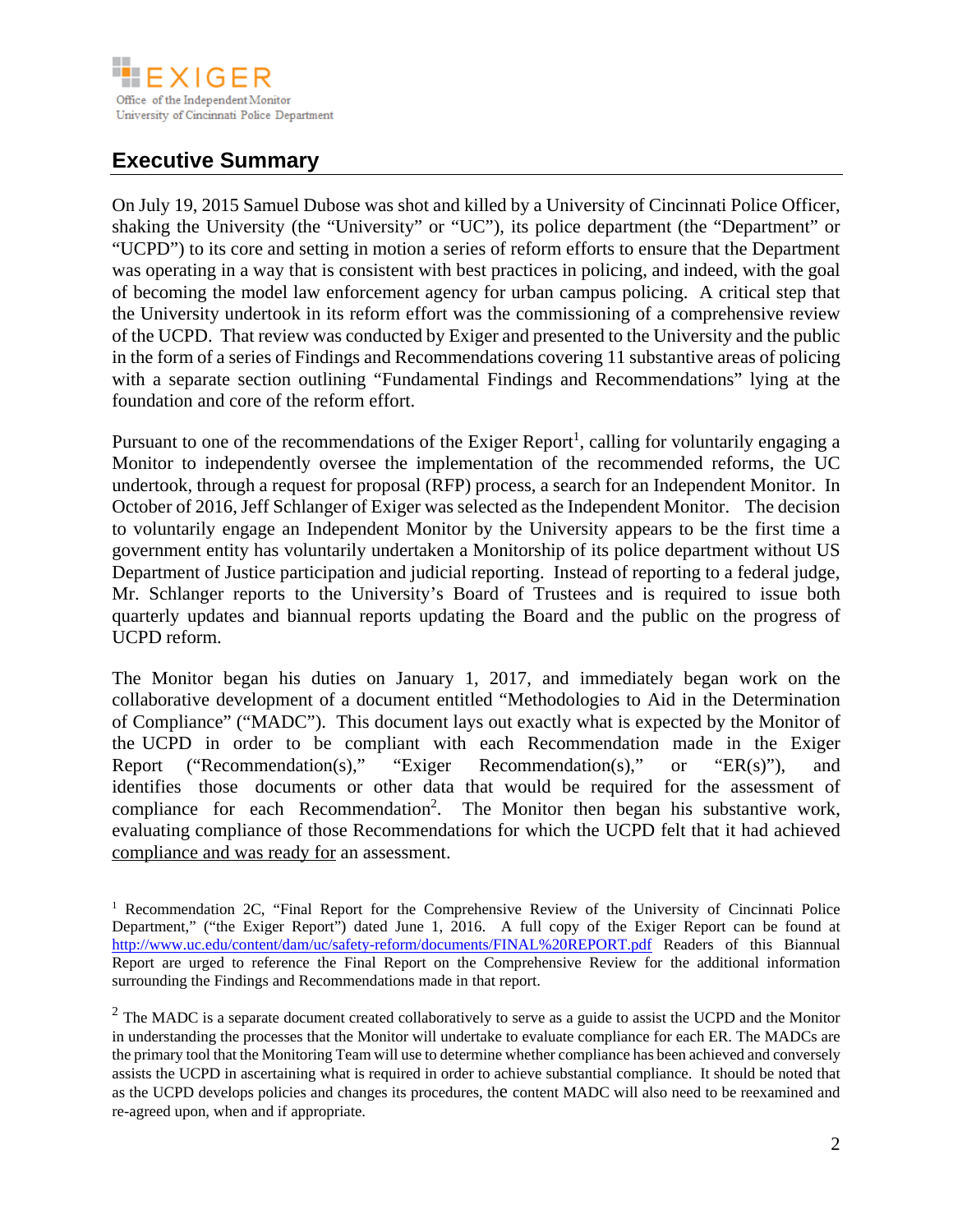## Executive Summary

On July 19, 2015 Samuel Dubose was shot and killed by a University of Cincinnati Police Officer, shaking the University (the "University" or "UC"), its police department (the "Department" or "UCPD") to its core and setting in motion a series of reform efforts to ensure that the Department was operating in a way that is consistent with best practices in policing, and indeed, with the goal of becoming the model law enforcement agency for urban campus policing. A critical step that the University undertook in its reform effort was the commissioning of a comprehensive review of the UCPD. That review was conducted by Exiger and presented to the University and the public in the form of a series of Findings and Recommendations covering 11 substantive areas of policing with a separate section outlining "Fundamental Findings and Recommendations" lying at the foundation and core of the reform effort.

Pursuant to one of the recommendations of the Exiger Report[1], calling for voluntarily engaging a Monitor to independently oversee the implementation of the recommended reforms, the UC undertook, through a request for proposal (RFP) process, a search for an Independent Monitor. In October of 2016, Jeff Schlanger of Exiger was selected as the Independent Monitor. The decision to voluntarily engage an Independent Monitor by the University appears to be the first time a government entity has voluntarily undertaken a Monitorship of its police department without US Department of Justice participation and judicial reporting. Instead of reporting to a federal judge, Mr. Schlanger reports to the University's Board of Trustees and is required to issue both quarterly updates and biannual reports updating the Board and the public on the progress of UCPD reform.

The Monitor began his duties on January 1, 2017, and immediately began work on the collaborative development of a document entitled "Methodologies to Aid in the Determination of Compliance" ("MADC"). This document lays out exactly what is expected by the Monitor of the UCPD in order to be compliant with each Recommendation made in the Exiger Report ("Recommendation(s)," "Exiger Recommendation(s)," or "ER(s)"), and identifies those documents or other data that would be required for the assessment of compliance for each Recommendation[2]. The Monitor then began his substantive work, evaluating compliance of those Recommendations for which the UCPD felt that it had achieved compliance and was ready for an assessment.

[1] Recommendation 2C, "Final Report for the Comprehensive Review of the University of Cincinnati Police Department," ("the Exiger Report") dated June 1, 2016. A full copy of the Exiger Report can be found at http://www.uc.edu/content/dam/uc/safety-reform/documents/FINAL%20REPORT.pdf Readers of this Biannual Report are urged to reference the Final Report on the Comprehensive Review for the additional information surrounding the Findings and Recommendations made in that report.

[2] The MADC is a separate document created collaboratively to serve as a guide to assist the UCPD and the Monitor in understanding the processes that the Monitor will undertake to evaluate compliance for each ER. The MADCs are the primary tool that the Monitoring Team will use to determine whether compliance has been achieved and conversely assists the UCPD in ascertaining what is required in order to achieve substantial compliance. It should be noted that as the UCPD develops policies and changes its procedures, the content MADC will also need to be reexamined and re-agreed upon, when and if appropriate.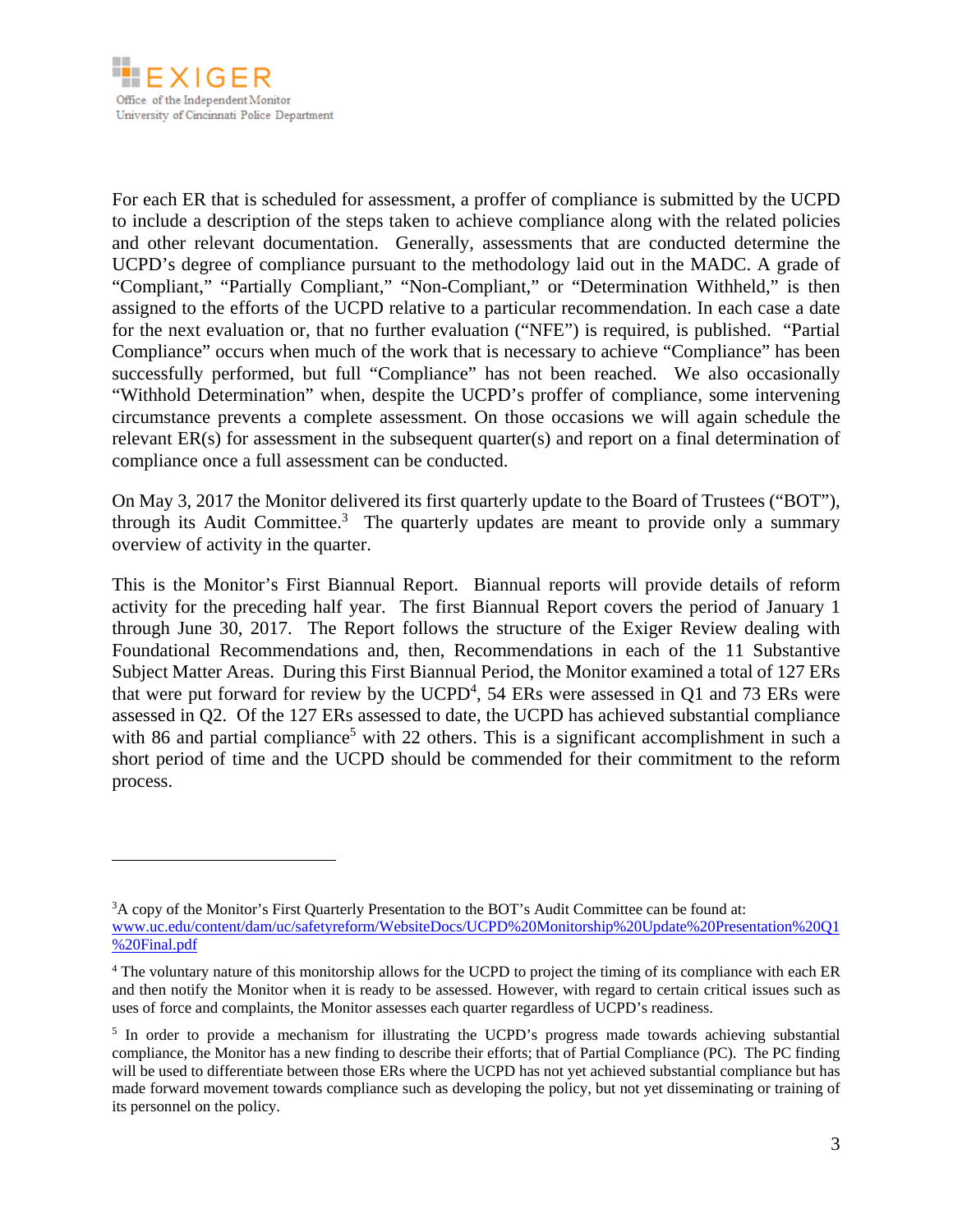For each ER that is scheduled for assessment, a proffer of compliance is submitted by the UCPD to include a description of the steps taken to achieve compliance along with the related policies and other relevant documentation. Generally, assessments that are conducted determine the UCPD's degree of compliance pursuant to the methodology laid out in the MADC. A grade of "Compliant," "Partially Compliant," "Non-Compliant," or "Determination Withheld," is then assigned to the efforts of the UCPD relative to a particular recommendation. In each case a date for the next evaluation or, that no further evaluation ("NFE") is required, is published. "Partial Compliance" occurs when much of the work that is necessary to achieve "Compliance" has been successfully performed, but full "Compliance" has not been reached. We also occasionally "Withhold Determination" when, despite the UCPD's proffer of compliance, some intervening circumstance prevents a complete assessment. On those occasions we will again schedule the relevant ER(s) for assessment in the subsequent quarter(s) and report on a final determination of compliance once a full assessment can be conducted.

On May 3, 2017 the Monitor delivered its first quarterly update to the Board of Trustees ("BOT"), through its Audit Committee.[3] The quarterly updates are meant to provide only a summary overview of activity in the quarter.

This is the Monitor's First Biannual Report. Biannual reports will provide details of reform activity for the preceding half year. The first Biannual Report covers the period of January 1 through June 30, 2017. The Report follows the structure of the Exiger Review dealing with Foundational Recommendations and, then, Recommendations in each of the 11 Substantive Subject Matter Areas. During this First Biannual Period, the Monitor examined a total of 127 ERs that were put forward for review by the UCPD[4], 54 ERs were assessed in Q1 and 73 ERs were assessed in Q2. Of the 127 ERs assessed to date, the UCPD has achieved substantial compliance with 86 and partial compliance[5] with 22 others. This is a significant accomplishment in such a short period of time and the UCPD should be commended for their commitment to the reform process.

---

[3] A copy of the Monitor's First Quarterly Presentation to the BOT's Audit Committee can be found at: www.uc.edu/content/dam/uc/safetyreform/WebsiteDocs/UCPD%20Monitorship%20Update%20Presentation%20Q1%20Final.pdf

[4] The voluntary nature of this monitorship allows for the UCPD to project the timing of its compliance with each ER and then notify the Monitor when it is ready to be assessed. However, with regard to certain critical issues such as uses of force and complaints, the Monitor assesses each quarter regardless of UCPD's readiness.

[5] In order to provide a mechanism for illustrating the UCPD's progress made towards achieving substantial compliance, the Monitor has a new finding to describe their efforts; that of Partial Compliance (PC). The PC finding will be used to differentiate between those ERs where the UCPD has not yet achieved substantial compliance but has made forward movement towards compliance such as developing the policy, but not yet disseminating or training of its personnel on the policy.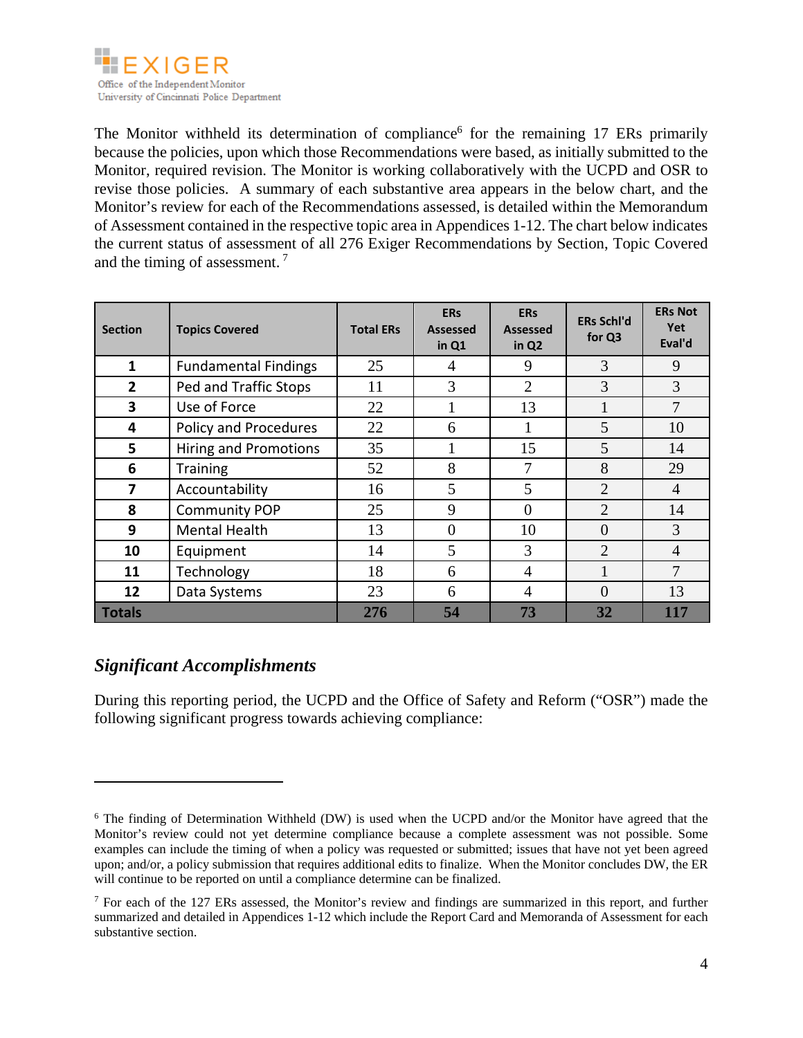The Monitor withheld its determination of compliance[6] for the remaining 17 ERs primarily because the policies, upon which those Recommendations were based, as initially submitted to the Monitor, required revision. The Monitor is working collaboratively with the UCPD and OSR to revise those policies. A summary of each substantive area appears in the below chart, and the Monitor's review for each of the Recommendations assessed, is detailed within the Memorandum of Assessment contained in the respective topic area in Appendices 1-12. The chart below indicates the current status of assessment of all 276 Exiger Recommendations by Section, Topic Covered and the timing of assessment.[7]

| Section | Topics Covered | Total ERs | ERs Assessed in Q1 | ERs Assessed in Q2 | ERs Schl'd for Q3 | ERs Not Yet Eval'd |
|---|---|---|---|---|---|---|
| 1 | Fundamental Findings | 25 | 4 | 9 | 3 | 9 |
| 2 | Ped and Traffic Stops | 11 | 3 | 2 | 3 | 3 |
| 3 | Use of Force | 22 | 1 | 13 | 1 | 7 |
| 4 | Policy and Procedures | 22 | 6 | 1 | 5 | 10 |
| 5 | Hiring and Promotions | 35 | 1 | 15 | 5 | 14 |
| 6 | Training | 52 | 8 | 7 | 8 | 29 |
| 7 | Accountability | 16 | 5 | 5 | 2 | 4 |
| 8 | Community POP | 25 | 9 | 0 | 2 | 14 |
| 9 | Mental Health | 13 | 0 | 10 | 0 | 3 |
| 10 | Equipment | 14 | 5 | 3 | 2 | 4 |
| 11 | Technology | 18 | 6 | 4 | 1 | 7 |
| 12 | Data Systems | 23 | 6 | 4 | 0 | 13 |
| **Totals** | | **276** | **54** | **73** | **32** | **117** |

## *Significant Accomplishments*

During this reporting period, the UCPD and the Office of Safety and Reform ("OSR") made the following significant progress towards achieving compliance:

---

[6] The finding of Determination Withheld (DW) is used when the UCPD and/or the Monitor have agreed that the Monitor's review could not yet determine compliance because a complete assessment was not possible. Some examples can include the timing of when a policy was requested or submitted; issues that have not yet been agreed upon; and/or, a policy submission that requires additional edits to finalize. When the Monitor concludes DW, the ER will continue to be reported on until a compliance determine can be finalized.

[7] For each of the 127 ERs assessed, the Monitor's review and findings are summarized in this report, and further summarized and detailed in Appendices 1-12 which include the Report Card and Memoranda of Assessment for each substantive section.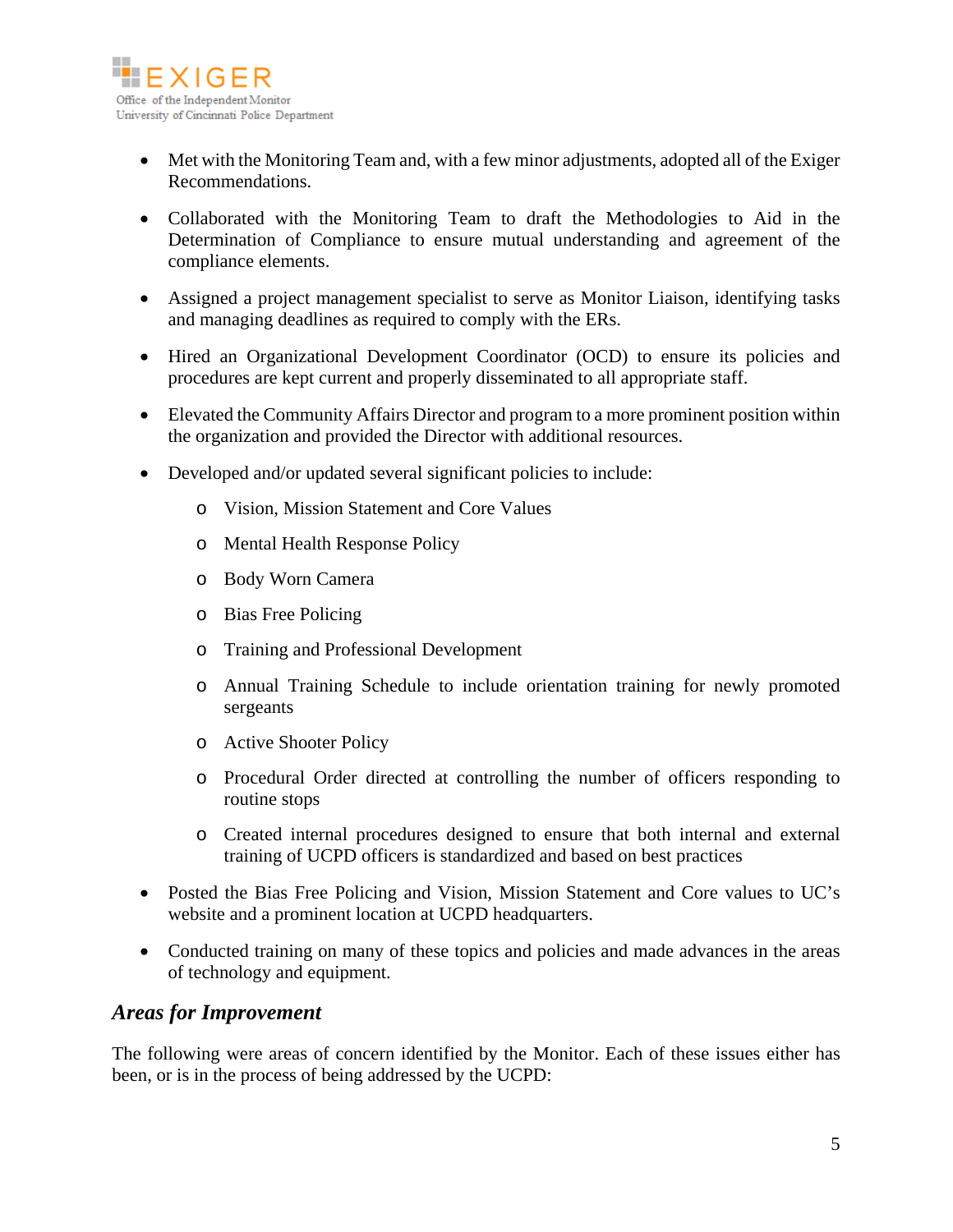- Met with the Monitoring Team and, with a few minor adjustments, adopted all of the Exiger Recommendations.

- Collaborated with the Monitoring Team to draft the Methodologies to Aid in the Determination of Compliance to ensure mutual understanding and agreement of the compliance elements.

- Assigned a project management specialist to serve as Monitor Liaison, identifying tasks and managing deadlines as required to comply with the ERs.

- Hired an Organizational Development Coordinator (OCD) to ensure its policies and procedures are kept current and properly disseminated to all appropriate staff.

- Elevated the Community Affairs Director and program to a more prominent position within the organization and provided the Director with additional resources.

- Developed and/or updated several significant policies to include:
  - Vision, Mission Statement and Core Values
  - Mental Health Response Policy
  - Body Worn Camera
  - Bias Free Policing
  - Training and Professional Development
  - Annual Training Schedule to include orientation training for newly promoted sergeants
  - Active Shooter Policy
  - Procedural Order directed at controlling the number of officers responding to routine stops
  - Created internal procedures designed to ensure that both internal and external training of UCPD officers is standardized and based on best practices

- Posted the Bias Free Policing and Vision, Mission Statement and Core values to UC's website and a prominent location at UCPD headquarters.

- Conducted training on many of these topics and policies and made advances in the areas of technology and equipment.

### *Areas for Improvement*

The following were areas of concern identified by the Monitor. Each of these issues either has been, or is in the process of being addressed by the UCPD: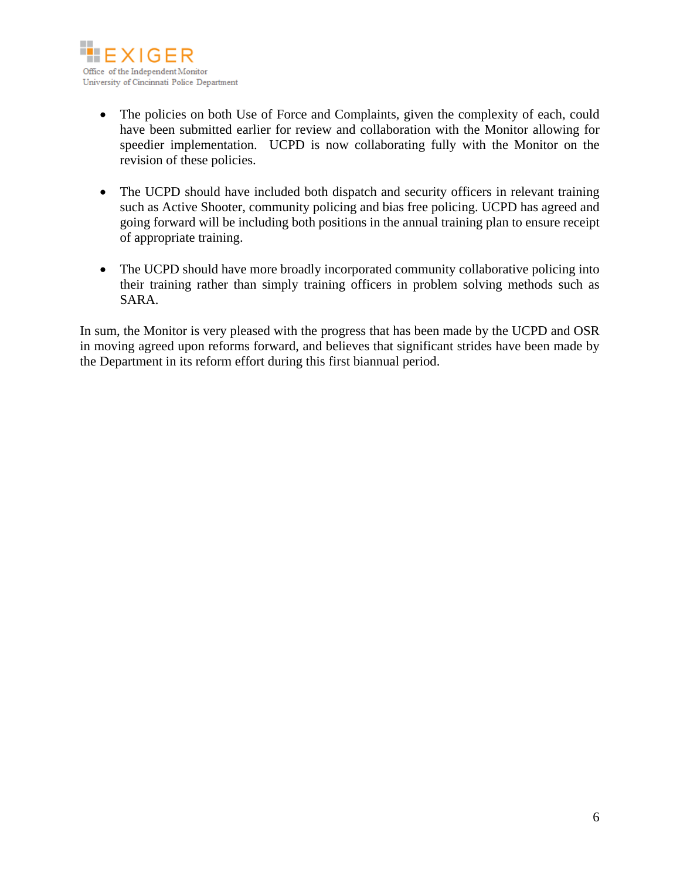- The policies on both Use of Force and Complaints, given the complexity of each, could have been submitted earlier for review and collaboration with the Monitor allowing for speedier implementation. UCPD is now collaborating fully with the Monitor on the revision of these policies.

- The UCPD should have included both dispatch and security officers in relevant training such as Active Shooter, community policing and bias free policing. UCPD has agreed and going forward will be including both positions in the annual training plan to ensure receipt of appropriate training.

- The UCPD should have more broadly incorporated community collaborative policing into their training rather than simply training officers in problem solving methods such as SARA.

In sum, the Monitor is very pleased with the progress that has been made by the UCPD and OSR in moving agreed upon reforms forward, and believes that significant strides have been made by the Department in its reform effort during this first biannual period.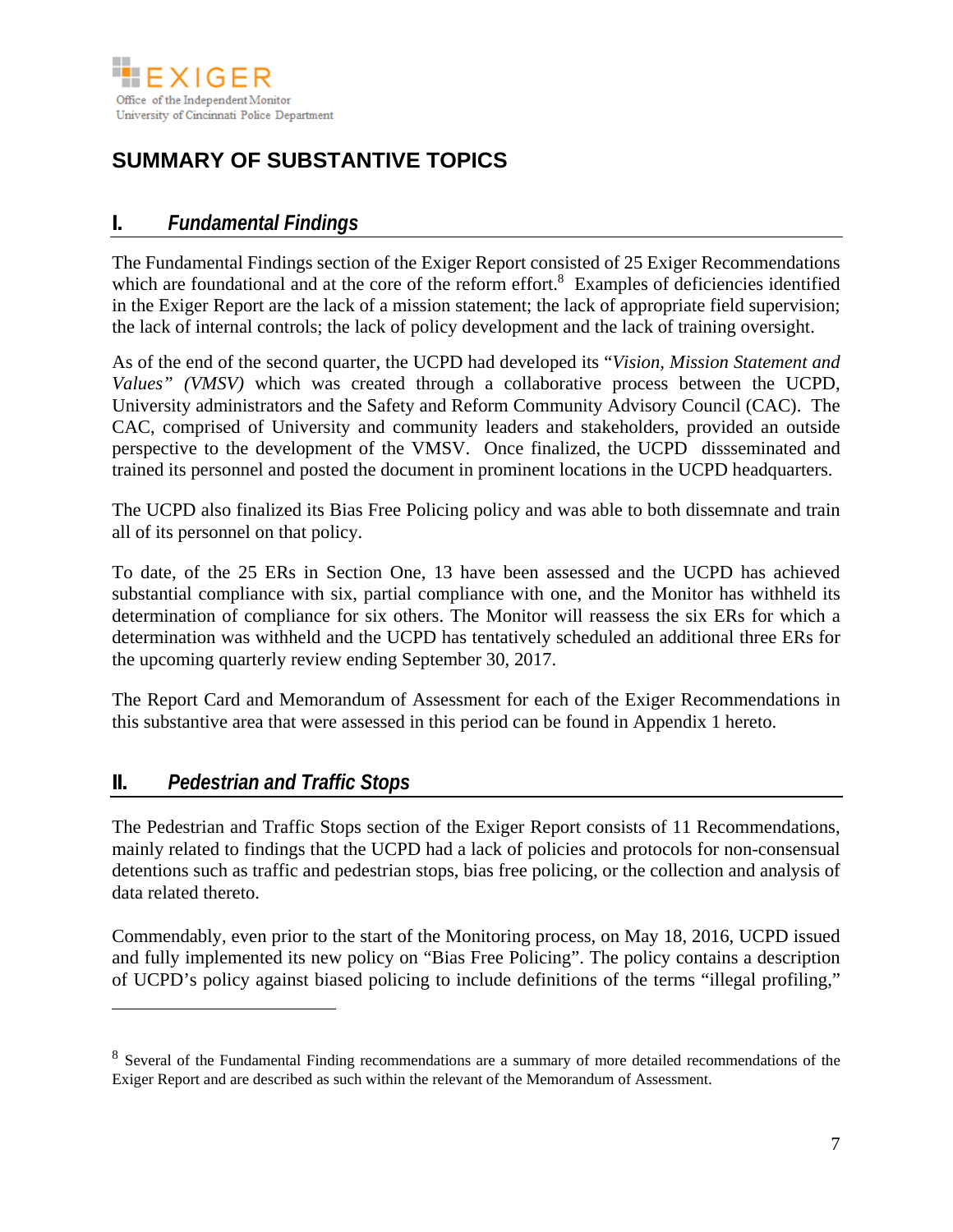# SUMMARY OF SUBSTANTIVE TOPICS

## I. *Fundamental Findings*

The Fundamental Findings section of the Exiger Report consisted of 25 Exiger Recommendations which are foundational and at the core of the reform effort.[8] Examples of deficiencies identified in the Exiger Report are the lack of a mission statement; the lack of appropriate field supervision; the lack of internal controls; the lack of policy development and the lack of training oversight.

As of the end of the second quarter, the UCPD had developed its "*Vision, Mission Statement and Values" (VMSV)* which was created through a collaborative process between the UCPD, University administrators and the Safety and Reform Community Advisory Council (CAC). The CAC, comprised of University and community leaders and stakeholders, provided an outside perspective to the development of the VMSV. Once finalized, the UCPD dissseminated and trained its personnel and posted the document in prominent locations in the UCPD headquarters.

The UCPD also finalized its Bias Free Policing policy and was able to both dissemnate and train all of its personnel on that policy.

To date, of the 25 ERs in Section One, 13 have been assessed and the UCPD has achieved substantial compliance with six, partial compliance with one, and the Monitor has withheld its determination of compliance for six others. The Monitor will reassess the six ERs for which a determination was withheld and the UCPD has tentatively scheduled an additional three ERs for the upcoming quarterly review ending September 30, 2017.

The Report Card and Memorandum of Assessment for each of the Exiger Recommendations in this substantive area that were assessed in this period can be found in Appendix 1 hereto.

## II. *Pedestrian and Traffic Stops*

The Pedestrian and Traffic Stops section of the Exiger Report consists of 11 Recommendations, mainly related to findings that the UCPD had a lack of policies and protocols for non-consensual detentions such as traffic and pedestrian stops, bias free policing, or the collection and analysis of data related thereto.

Commendably, even prior to the start of the Monitoring process, on May 18, 2016, UCPD issued and fully implemented its new policy on "Bias Free Policing". The policy contains a description of UCPD's policy against biased policing to include definitions of the terms "illegal profiling,"

---

[8] Several of the Fundamental Finding recommendations are a summary of more detailed recommendations of the Exiger Report and are described as such within the relevant of the Memorandum of Assessment.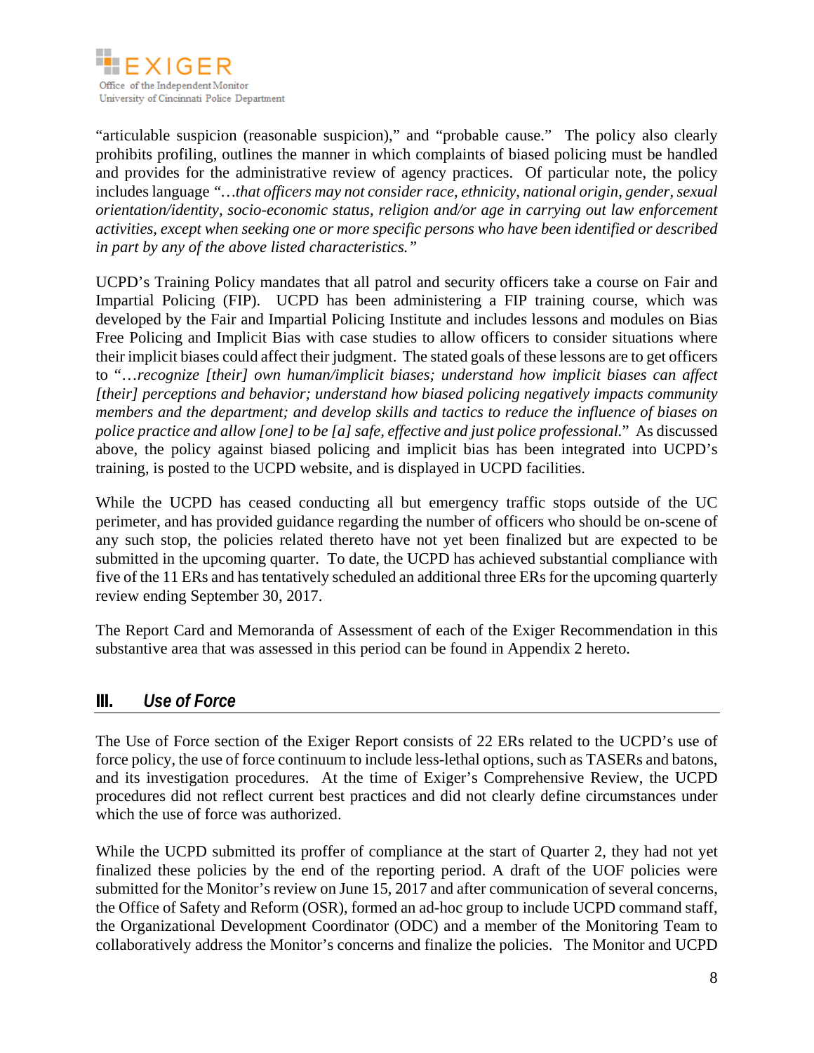"articulable suspicion (reasonable suspicion)," and "probable cause." The policy also clearly prohibits profiling, outlines the manner in which complaints of biased policing must be handled and provides for the administrative review of agency practices. Of particular note, the policy includes language *"…that officers may not consider race, ethnicity, national origin, gender, sexual orientation/identity, socio-economic status, religion and/or age in carrying out law enforcement activities, except when seeking one or more specific persons who have been identified or described in part by any of the above listed characteristics."*

UCPD's Training Policy mandates that all patrol and security officers take a course on Fair and Impartial Policing (FIP). UCPD has been administering a FIP training course, which was developed by the Fair and Impartial Policing Institute and includes lessons and modules on Bias Free Policing and Implicit Bias with case studies to allow officers to consider situations where their implicit biases could affect their judgment. The stated goals of these lessons are to get officers to "*…recognize [their] own human/implicit biases; understand how implicit biases can affect [their] perceptions and behavior; understand how biased policing negatively impacts community members and the department; and develop skills and tactics to reduce the influence of biases on police practice and allow [one] to be [a] safe, effective and just police professional.*" As discussed above, the policy against biased policing and implicit bias has been integrated into UCPD's training, is posted to the UCPD website, and is displayed in UCPD facilities.

While the UCPD has ceased conducting all but emergency traffic stops outside of the UC perimeter, and has provided guidance regarding the number of officers who should be on-scene of any such stop, the policies related thereto have not yet been finalized but are expected to be submitted in the upcoming quarter. To date, the UCPD has achieved substantial compliance with five of the 11 ERs and has tentatively scheduled an additional three ERs for the upcoming quarterly review ending September 30, 2017.

The Report Card and Memoranda of Assessment of each of the Exiger Recommendation in this substantive area that was assessed in this period can be found in Appendix 2 hereto.

## III. *Use of Force*

The Use of Force section of the Exiger Report consists of 22 ERs related to the UCPD's use of force policy, the use of force continuum to include less-lethal options, such as TASERs and batons, and its investigation procedures. At the time of Exiger's Comprehensive Review, the UCPD procedures did not reflect current best practices and did not clearly define circumstances under which the use of force was authorized.

While the UCPD submitted its proffer of compliance at the start of Quarter 2, they had not yet finalized these policies by the end of the reporting period. A draft of the UOF policies were submitted for the Monitor's review on June 15, 2017 and after communication of several concerns, the Office of Safety and Reform (OSR), formed an ad-hoc group to include UCPD command staff, the Organizational Development Coordinator (ODC) and a member of the Monitoring Team to collaboratively address the Monitor's concerns and finalize the policies. The Monitor and UCPD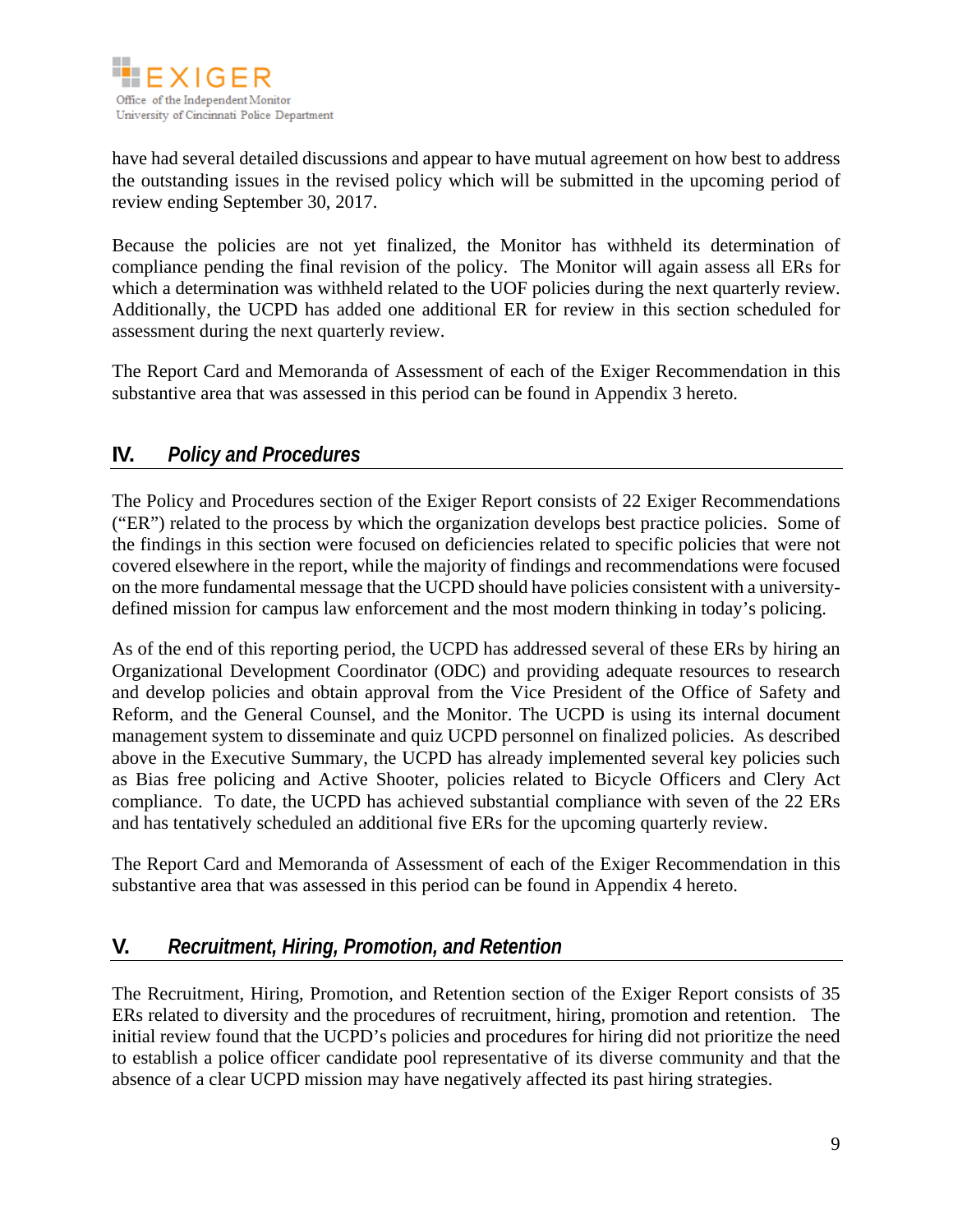have had several detailed discussions and appear to have mutual agreement on how best to address the outstanding issues in the revised policy which will be submitted in the upcoming period of review ending September 30, 2017.

Because the policies are not yet finalized, the Monitor has withheld its determination of compliance pending the final revision of the policy. The Monitor will again assess all ERs for which a determination was withheld related to the UOF policies during the next quarterly review. Additionally, the UCPD has added one additional ER for review in this section scheduled for assessment during the next quarterly review.

The Report Card and Memoranda of Assessment of each of the Exiger Recommendation in this substantive area that was assessed in this period can be found in Appendix 3 hereto.

## IV. *Policy and Procedures*

The Policy and Procedures section of the Exiger Report consists of 22 Exiger Recommendations ("ER") related to the process by which the organization develops best practice policies. Some of the findings in this section were focused on deficiencies related to specific policies that were not covered elsewhere in the report, while the majority of findings and recommendations were focused on the more fundamental message that the UCPD should have policies consistent with a university-defined mission for campus law enforcement and the most modern thinking in today's policing.

As of the end of this reporting period, the UCPD has addressed several of these ERs by hiring an Organizational Development Coordinator (ODC) and providing adequate resources to research and develop policies and obtain approval from the Vice President of the Office of Safety and Reform, and the General Counsel, and the Monitor. The UCPD is using its internal document management system to disseminate and quiz UCPD personnel on finalized policies. As described above in the Executive Summary, the UCPD has already implemented several key policies such as Bias free policing and Active Shooter, policies related to Bicycle Officers and Clery Act compliance. To date, the UCPD has achieved substantial compliance with seven of the 22 ERs and has tentatively scheduled an additional five ERs for the upcoming quarterly review.

The Report Card and Memoranda of Assessment of each of the Exiger Recommendation in this substantive area that was assessed in this period can be found in Appendix 4 hereto.

## V. *Recruitment, Hiring, Promotion, and Retention*

The Recruitment, Hiring, Promotion, and Retention section of the Exiger Report consists of 35 ERs related to diversity and the procedures of recruitment, hiring, promotion and retention. The initial review found that the UCPD's policies and procedures for hiring did not prioritize the need to establish a police officer candidate pool representative of its diverse community and that the absence of a clear UCPD mission may have negatively affected its past hiring strategies.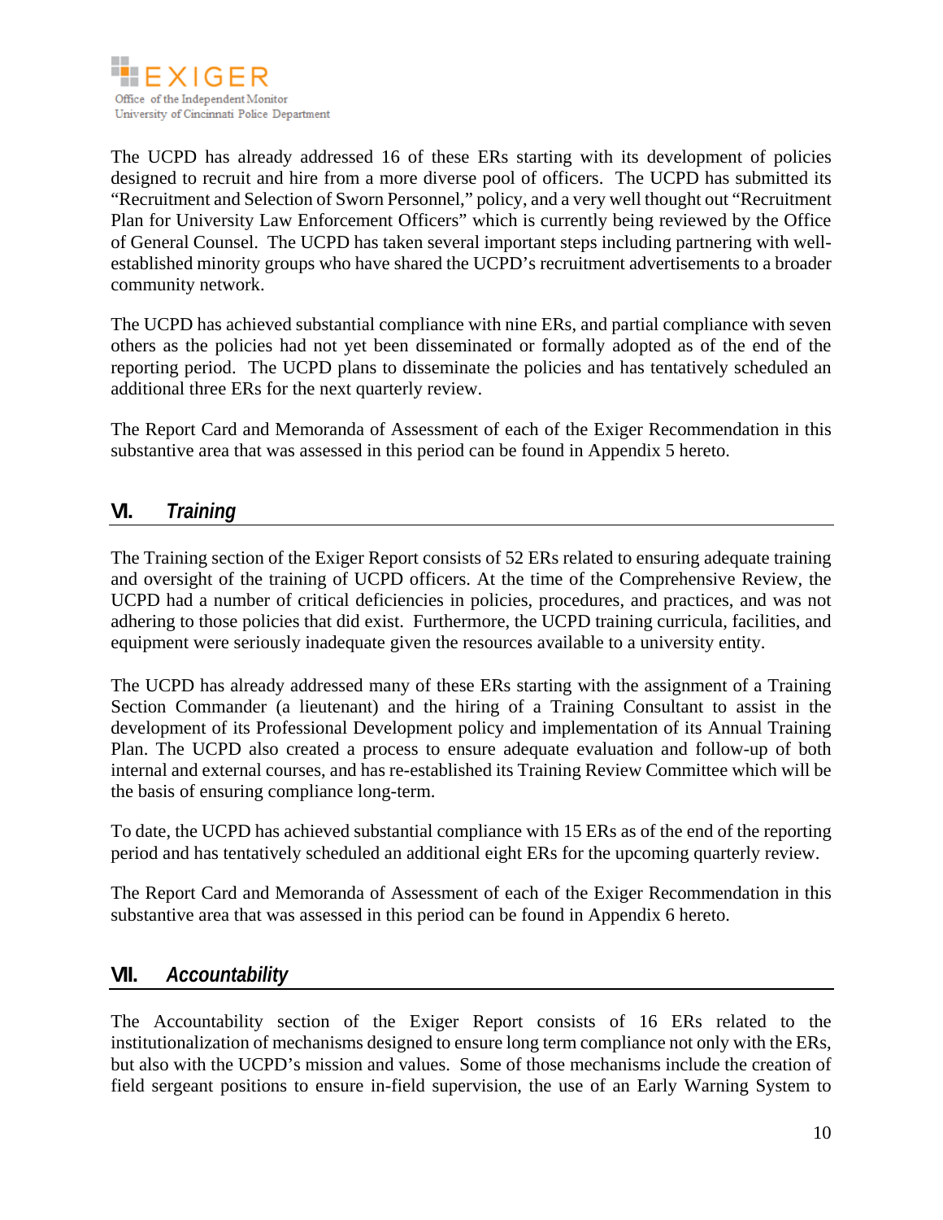The UCPD has already addressed 16 of these ERs starting with its development of policies designed to recruit and hire from a more diverse pool of officers. The UCPD has submitted its "Recruitment and Selection of Sworn Personnel," policy, and a very well thought out "Recruitment Plan for University Law Enforcement Officers" which is currently being reviewed by the Office of General Counsel. The UCPD has taken several important steps including partnering with well-established minority groups who have shared the UCPD's recruitment advertisements to a broader community network.

The UCPD has achieved substantial compliance with nine ERs, and partial compliance with seven others as the policies had not yet been disseminated or formally adopted as of the end of the reporting period. The UCPD plans to disseminate the policies and has tentatively scheduled an additional three ERs for the next quarterly review.

The Report Card and Memoranda of Assessment of each of the Exiger Recommendation in this substantive area that was assessed in this period can be found in Appendix 5 hereto.

## VI. *Training*

The Training section of the Exiger Report consists of 52 ERs related to ensuring adequate training and oversight of the training of UCPD officers. At the time of the Comprehensive Review, the UCPD had a number of critical deficiencies in policies, procedures, and practices, and was not adhering to those policies that did exist. Furthermore, the UCPD training curricula, facilities, and equipment were seriously inadequate given the resources available to a university entity.

The UCPD has already addressed many of these ERs starting with the assignment of a Training Section Commander (a lieutenant) and the hiring of a Training Consultant to assist in the development of its Professional Development policy and implementation of its Annual Training Plan. The UCPD also created a process to ensure adequate evaluation and follow-up of both internal and external courses, and has re-established its Training Review Committee which will be the basis of ensuring compliance long-term.

To date, the UCPD has achieved substantial compliance with 15 ERs as of the end of the reporting period and has tentatively scheduled an additional eight ERs for the upcoming quarterly review.

The Report Card and Memoranda of Assessment of each of the Exiger Recommendation in this substantive area that was assessed in this period can be found in Appendix 6 hereto.

## VII. *Accountability*

The Accountability section of the Exiger Report consists of 16 ERs related to the institutionalization of mechanisms designed to ensure long term compliance not only with the ERs, but also with the UCPD's mission and values. Some of those mechanisms include the creation of field sergeant positions to ensure in-field supervision, the use of an Early Warning System to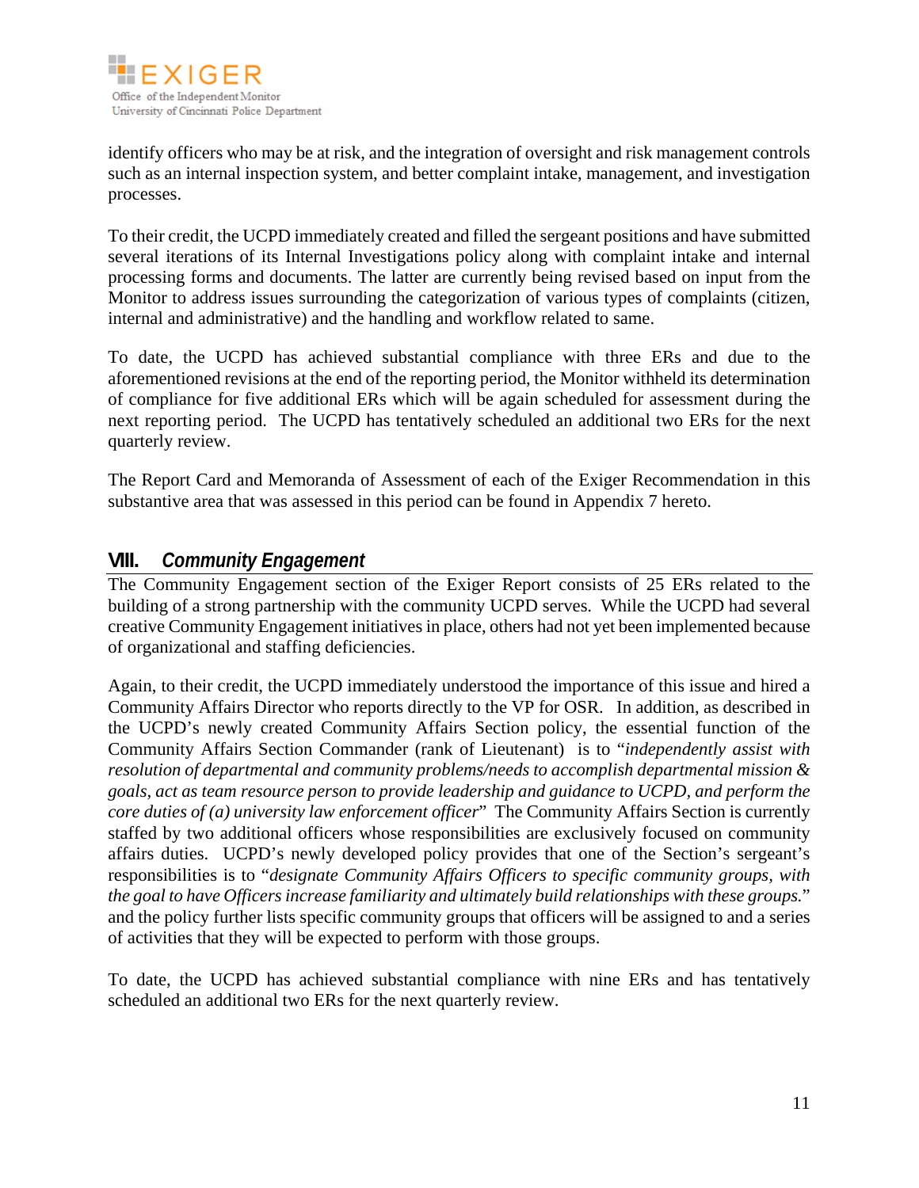identify officers who may be at risk, and the integration of oversight and risk management controls such as an internal inspection system, and better complaint intake, management, and investigation processes.

To their credit, the UCPD immediately created and filled the sergeant positions and have submitted several iterations of its Internal Investigations policy along with complaint intake and internal processing forms and documents. The latter are currently being revised based on input from the Monitor to address issues surrounding the categorization of various types of complaints (citizen, internal and administrative) and the handling and workflow related to same.

To date, the UCPD has achieved substantial compliance with three ERs and due to the aforementioned revisions at the end of the reporting period, the Monitor withheld its determination of compliance for five additional ERs which will be again scheduled for assessment during the next reporting period. The UCPD has tentatively scheduled an additional two ERs for the next quarterly review.

The Report Card and Memoranda of Assessment of each of the Exiger Recommendation in this substantive area that was assessed in this period can be found in Appendix 7 hereto.

## VIII. *Community Engagement*

The Community Engagement section of the Exiger Report consists of 25 ERs related to the building of a strong partnership with the community UCPD serves. While the UCPD had several creative Community Engagement initiatives in place, others had not yet been implemented because of organizational and staffing deficiencies.

Again, to their credit, the UCPD immediately understood the importance of this issue and hired a Community Affairs Director who reports directly to the VP for OSR. In addition, as described in the UCPD's newly created Community Affairs Section policy, the essential function of the Community Affairs Section Commander (rank of Lieutenant) is to "*independently assist with resolution of departmental and community problems/needs to accomplish departmental mission & goals, act as team resource person to provide leadership and guidance to UCPD, and perform the core duties of (a) university law enforcement officer*" The Community Affairs Section is currently staffed by two additional officers whose responsibilities are exclusively focused on community affairs duties. UCPD's newly developed policy provides that one of the Section's sergeant's responsibilities is to "*designate Community Affairs Officers to specific community groups, with the goal to have Officers increase familiarity and ultimately build relationships with these groups.*" and the policy further lists specific community groups that officers will be assigned to and a series of activities that they will be expected to perform with those groups.

To date, the UCPD has achieved substantial compliance with nine ERs and has tentatively scheduled an additional two ERs for the next quarterly review.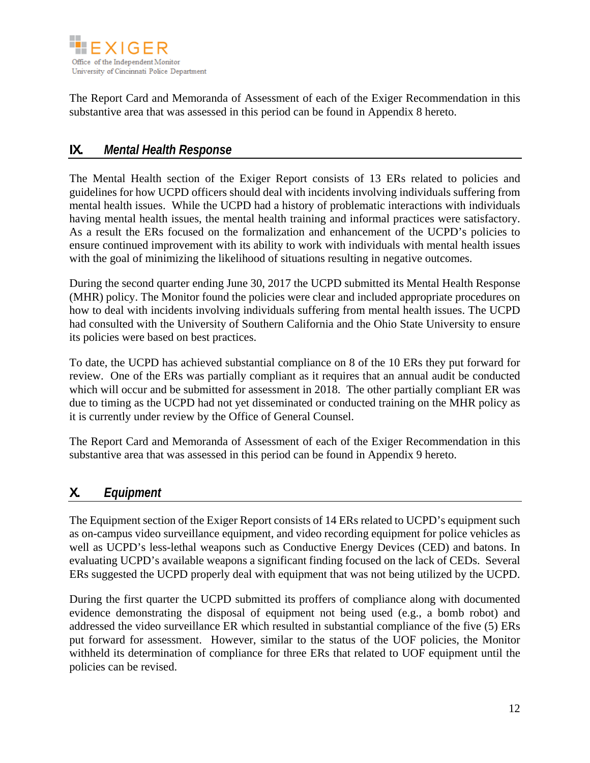The Report Card and Memoranda of Assessment of each of the Exiger Recommendation in this substantive area that was assessed in this period can be found in Appendix 8 hereto.

## IX. *Mental Health Response*

The Mental Health section of the Exiger Report consists of 13 ERs related to policies and guidelines for how UCPD officers should deal with incidents involving individuals suffering from mental health issues. While the UCPD had a history of problematic interactions with individuals having mental health issues, the mental health training and informal practices were satisfactory. As a result the ERs focused on the formalization and enhancement of the UCPD's policies to ensure continued improvement with its ability to work with individuals with mental health issues with the goal of minimizing the likelihood of situations resulting in negative outcomes.

During the second quarter ending June 30, 2017 the UCPD submitted its Mental Health Response (MHR) policy. The Monitor found the policies were clear and included appropriate procedures on how to deal with incidents involving individuals suffering from mental health issues. The UCPD had consulted with the University of Southern California and the Ohio State University to ensure its policies were based on best practices.

To date, the UCPD has achieved substantial compliance on 8 of the 10 ERs they put forward for review. One of the ERs was partially compliant as it requires that an annual audit be conducted which will occur and be submitted for assessment in 2018. The other partially compliant ER was due to timing as the UCPD had not yet disseminated or conducted training on the MHR policy as it is currently under review by the Office of General Counsel.

The Report Card and Memoranda of Assessment of each of the Exiger Recommendation in this substantive area that was assessed in this period can be found in Appendix 9 hereto.

## X. *Equipment*

The Equipment section of the Exiger Report consists of 14 ERs related to UCPD's equipment such as on-campus video surveillance equipment, and video recording equipment for police vehicles as well as UCPD's less-lethal weapons such as Conductive Energy Devices (CED) and batons. In evaluating UCPD's available weapons a significant finding focused on the lack of CEDs. Several ERs suggested the UCPD properly deal with equipment that was not being utilized by the UCPD.

During the first quarter the UCPD submitted its proffers of compliance along with documented evidence demonstrating the disposal of equipment not being used (e.g., a bomb robot) and addressed the video surveillance ER which resulted in substantial compliance of the five (5) ERs put forward for assessment. However, similar to the status of the UOF policies, the Monitor withheld its determination of compliance for three ERs that related to UOF equipment until the policies can be revised.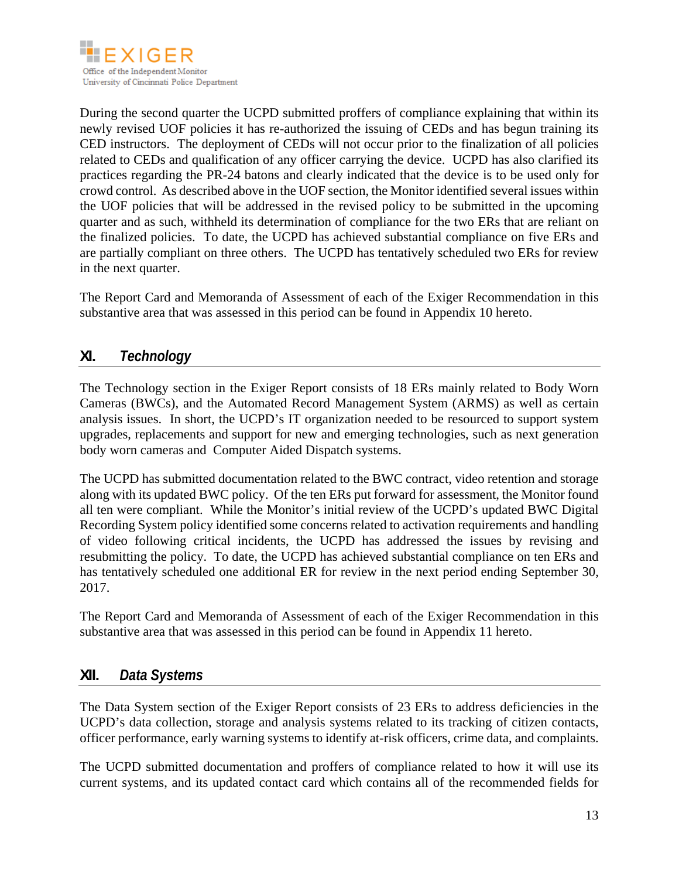During the second quarter the UCPD submitted proffers of compliance explaining that within its newly revised UOF policies it has re-authorized the issuing of CEDs and has begun training its CED instructors. The deployment of CEDs will not occur prior to the finalization of all policies related to CEDs and qualification of any officer carrying the device. UCPD has also clarified its practices regarding the PR-24 batons and clearly indicated that the device is to be used only for crowd control. As described above in the UOF section, the Monitor identified several issues within the UOF policies that will be addressed in the revised policy to be submitted in the upcoming quarter and as such, withheld its determination of compliance for the two ERs that are reliant on the finalized policies. To date, the UCPD has achieved substantial compliance on five ERs and are partially compliant on three others. The UCPD has tentatively scheduled two ERs for review in the next quarter.

The Report Card and Memoranda of Assessment of each of the Exiger Recommendation in this substantive area that was assessed in this period can be found in Appendix 10 hereto.

## XI. *Technology*

The Technology section in the Exiger Report consists of 18 ERs mainly related to Body Worn Cameras (BWCs), and the Automated Record Management System (ARMS) as well as certain analysis issues. In short, the UCPD's IT organization needed to be resourced to support system upgrades, replacements and support for new and emerging technologies, such as next generation body worn cameras and Computer Aided Dispatch systems.

The UCPD has submitted documentation related to the BWC contract, video retention and storage along with its updated BWC policy. Of the ten ERs put forward for assessment, the Monitor found all ten were compliant. While the Monitor's initial review of the UCPD's updated BWC Digital Recording System policy identified some concerns related to activation requirements and handling of video following critical incidents, the UCPD has addressed the issues by revising and resubmitting the policy. To date, the UCPD has achieved substantial compliance on ten ERs and has tentatively scheduled one additional ER for review in the next period ending September 30, 2017.

The Report Card and Memoranda of Assessment of each of the Exiger Recommendation in this substantive area that was assessed in this period can be found in Appendix 11 hereto.

## XII. *Data Systems*

The Data System section of the Exiger Report consists of 23 ERs to address deficiencies in the UCPD's data collection, storage and analysis systems related to its tracking of citizen contacts, officer performance, early warning systems to identify at-risk officers, crime data, and complaints.

The UCPD submitted documentation and proffers of compliance related to how it will use its current systems, and its updated contact card which contains all of the recommended fields for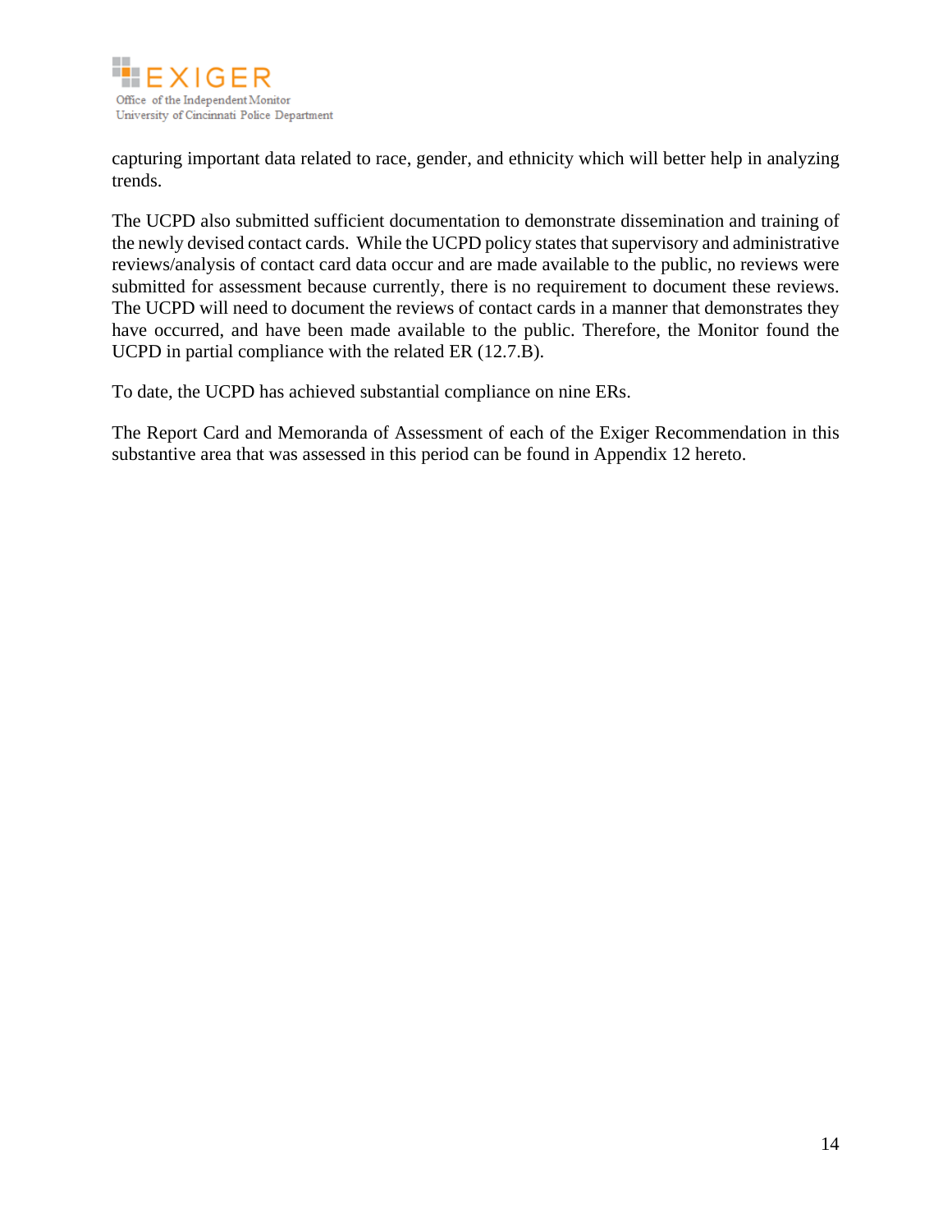capturing important data related to race, gender, and ethnicity which will better help in analyzing trends.

The UCPD also submitted sufficient documentation to demonstrate dissemination and training of the newly devised contact cards. While the UCPD policy states that supervisory and administrative reviews/analysis of contact card data occur and are made available to the public, no reviews were submitted for assessment because currently, there is no requirement to document these reviews. The UCPD will need to document the reviews of contact cards in a manner that demonstrates they have occurred, and have been made available to the public. Therefore, the Monitor found the UCPD in partial compliance with the related ER (12.7.B).

To date, the UCPD has achieved substantial compliance on nine ERs.

The Report Card and Memoranda of Assessment of each of the Exiger Recommendation in this substantive area that was assessed in this period can be found in Appendix 12 hereto.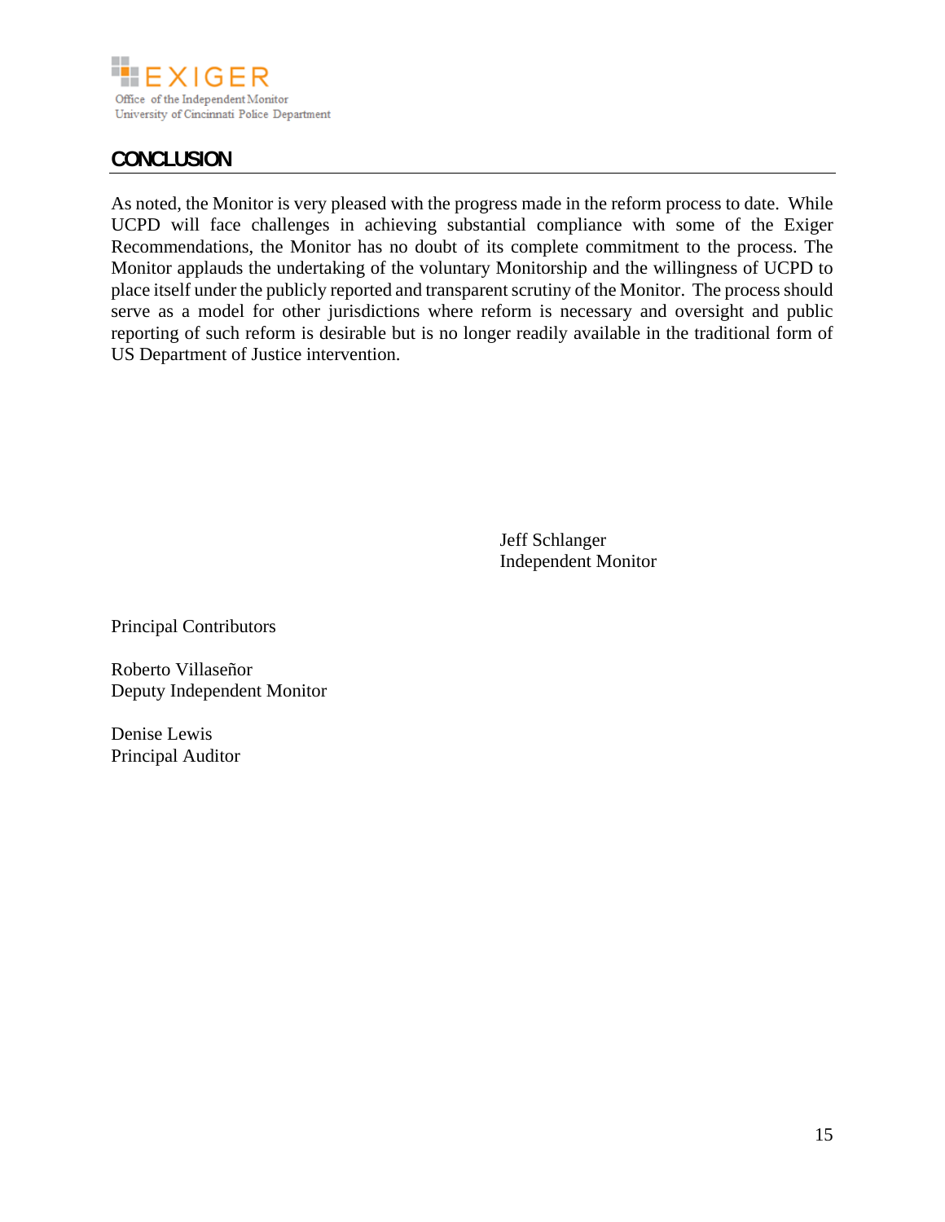## CONCLUSION

As noted, the Monitor is very pleased with the progress made in the reform process to date. While UCPD will face challenges in achieving substantial compliance with some of the Exiger Recommendations, the Monitor has no doubt of its complete commitment to the process. The Monitor applauds the undertaking of the voluntary Monitorship and the willingness of UCPD to place itself under the publicly reported and transparent scrutiny of the Monitor. The process should serve as a model for other jurisdictions where reform is necessary and oversight and public reporting of such reform is desirable but is no longer readily available in the traditional form of US Department of Justice intervention.

Jeff Schlanger
Independent Monitor

Principal Contributors

Roberto Villaseñor
Deputy Independent Monitor

Denise Lewis
Principal Auditor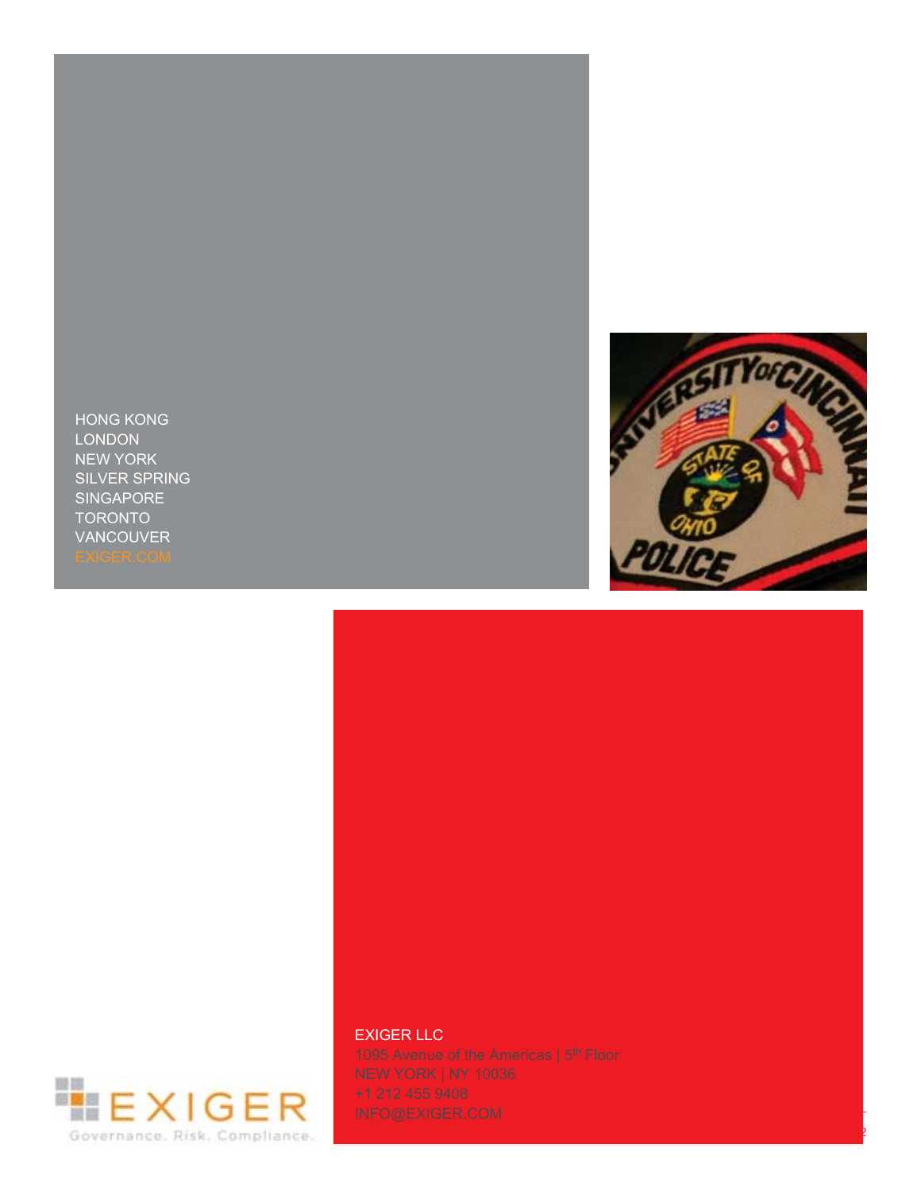HONG KONG
LONDON
NEW YORK
SILVER SPRING
SINGAPORE
TORONTO
VANCOUVER
EXIGER.COM

EXIGER LLC
1095 Avenue of the Americas | 5th Floor
NEW YORK | NY 10036
+1 212 455 9408
INFO@EXIGER.COM

EXIGER
Governance. Risk. Compliance.